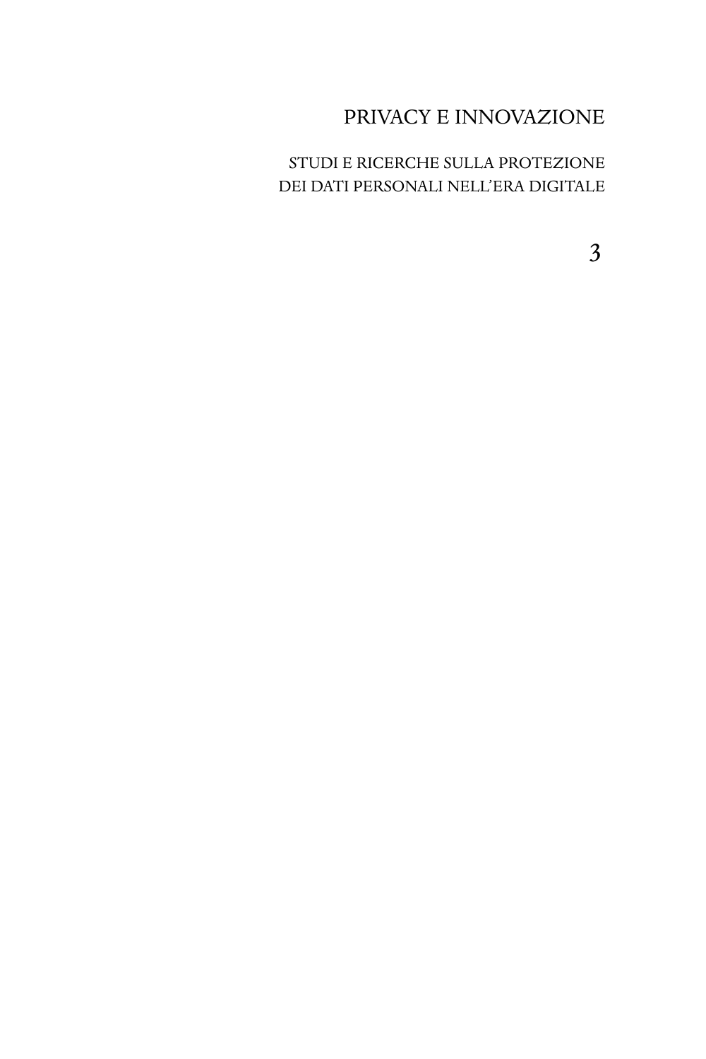# PRIVACY E INNOVAZIONE

STUDI E RICERCHE SULLA PROTEZIONE
DEI DATI PERSONALI NELL'ERA DIGITALE

*3*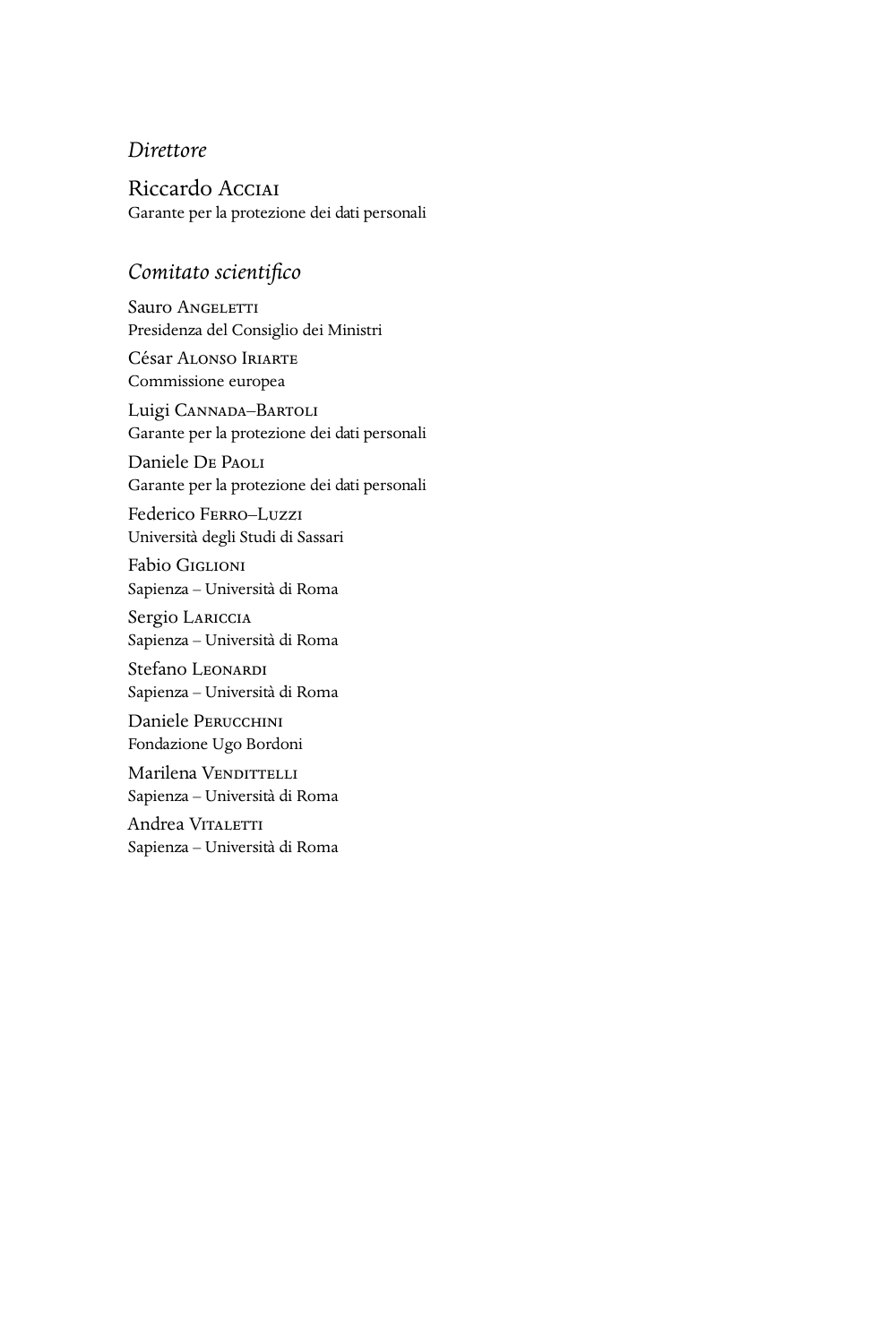*Direttore*

Riccardo Acciai
Garante per la protezione dei dati personali

*Comitato scientifico*

Sauro Angeletti
Presidenza del Consiglio dei Ministri

César Alonso Iriarte
Commissione europea

Luigi Cannada–Bartoli
Garante per la protezione dei dati personali

Daniele De Paoli
Garante per la protezione dei dati personali

Federico Ferro–Luzzi
Università degli Studi di Sassari

Fabio Giglioni
Sapienza – Università di Roma

Sergio Lariccia
Sapienza – Università di Roma

Stefano Leonardi
Sapienza – Università di Roma

Daniele Perucchini
Fondazione Ugo Bordoni

Marilena Vendittelli
Sapienza – Università di Roma

Andrea Vitaletti
Sapienza – Università di Roma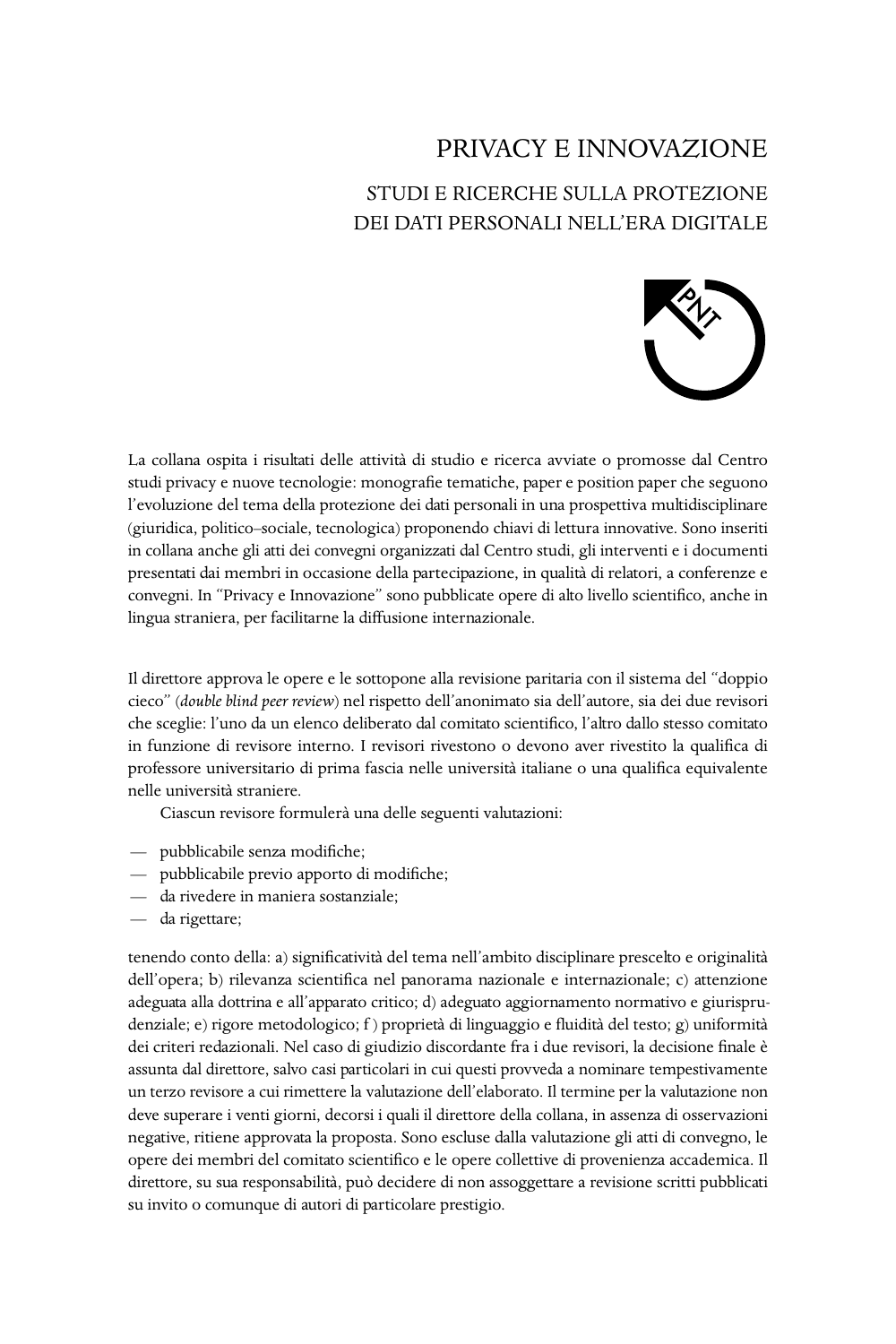# PRIVACY E INNOVAZIONE

## STUDI E RICERCHE SULLA PROTEZIONE DEI DATI PERSONALI NELL'ERA DIGITALE

La collana ospita i risultati delle attività di studio e ricerca avviate o promosse dal Centro studi privacy e nuove tecnologie: monografie tematiche, paper e position paper che seguono l'evoluzione del tema della protezione dei dati personali in una prospettiva multidisciplinare (giuridica, politico–sociale, tecnologica) proponendo chiavi di lettura innovative. Sono inseriti in collana anche gli atti dei convegni organizzati dal Centro studi, gli interventi e i documenti presentati dai membri in occasione della partecipazione, in qualità di relatori, a conferenze e convegni. In "Privacy e Innovazione" sono pubblicate opere di alto livello scientifico, anche in lingua straniera, per facilitarne la diffusione internazionale.

Il direttore approva le opere e le sottopone alla revisione paritaria con il sistema del "doppio cieco" (*double blind peer review*) nel rispetto dell'anonimato sia dell'autore, sia dei due revisori che sceglie: l'uno da un elenco deliberato dal comitato scientifico, l'altro dallo stesso comitato in funzione di revisore interno. I revisori rivestono o devono aver rivestito la qualifica di professore universitario di prima fascia nelle università italiane o una qualifica equivalente nelle università straniere.

Ciascun revisore formulerà una delle seguenti valutazioni:

— pubblicabile senza modifiche;
— pubblicabile previo apporto di modifiche;
— da rivedere in maniera sostanziale;
— da rigettare;

tenendo conto della: a) significatività del tema nell'ambito disciplinare prescelto e originalità dell'opera; b) rilevanza scientifica nel panorama nazionale e internazionale; c) attenzione adeguata alla dottrina e all'apparato critico; d) adeguato aggiornamento normativo e giurisprudenziale; e) rigore metodologico; f) proprietà di linguaggio e fluidità del testo; g) uniformità dei criteri redazionali. Nel caso di giudizio discordante fra i due revisori, la decisione finale è assunta dal direttore, salvo casi particolari in cui questi provveda a nominare tempestivamente un terzo revisore a cui rimettere la valutazione dell'elaborato. Il termine per la valutazione non deve superare i venti giorni, decorsi i quali il direttore della collana, in assenza di osservazioni negative, ritiene approvata la proposta. Sono escluse dalla valutazione gli atti di convegno, le opere dei membri del comitato scientifico e le opere collettive di provenienza accademica. Il direttore, su sua responsabilità, può decidere di non assoggettare a revisione scritti pubblicati su invito o comunque di autori di particolare prestigio.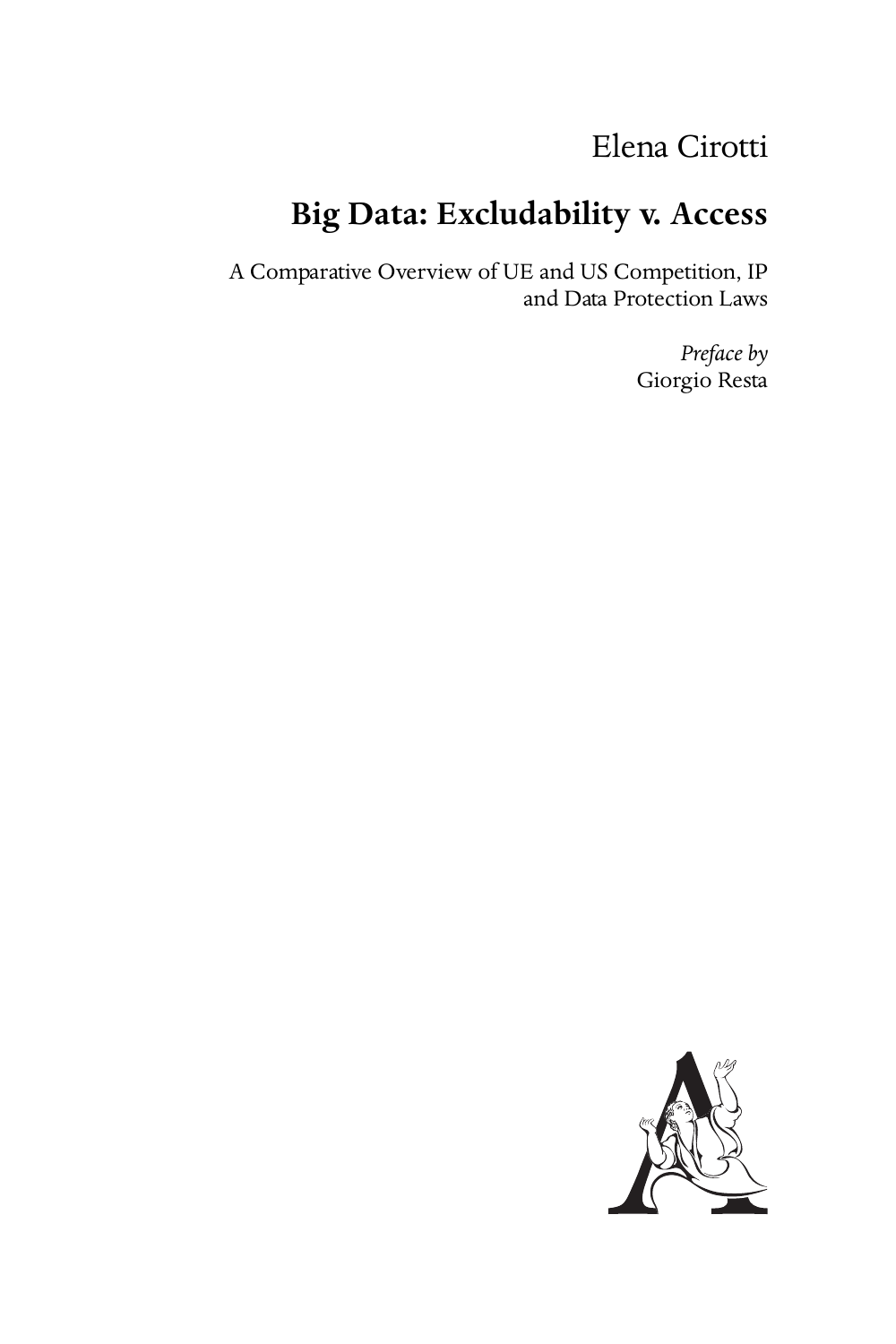Elena Cirotti

# Big Data: Excludability v. Access

A Comparative Overview of UE and US Competition, IP and Data Protection Laws

*Preface by*
Giorgio Resta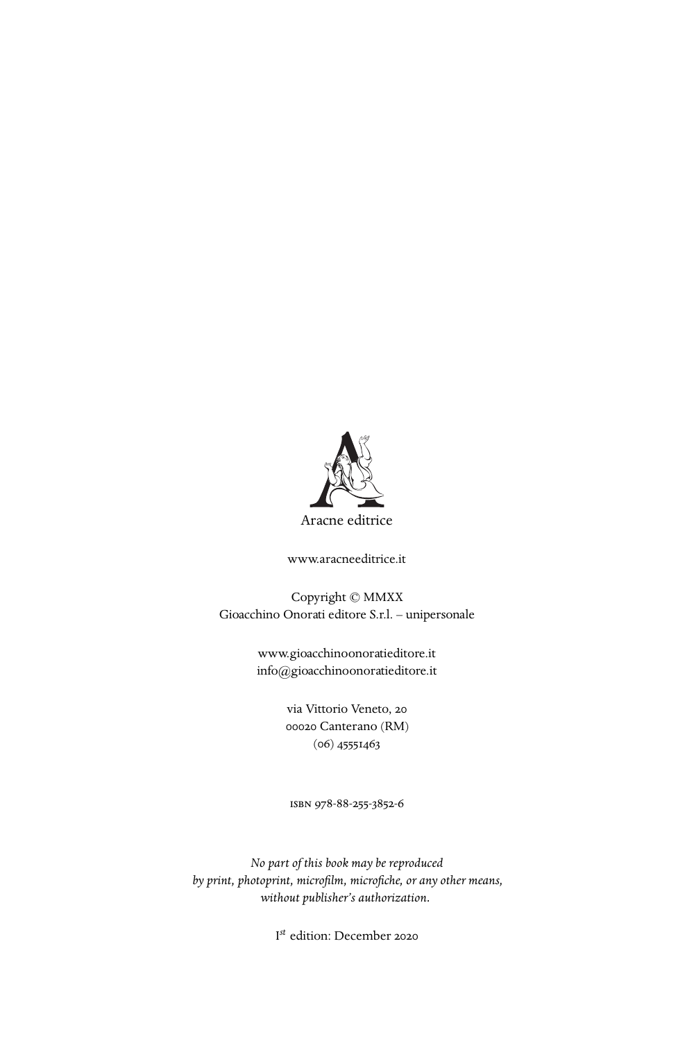Aracne editrice

www.aracneeditrice.it

Copyright © MMXX
Gioacchino Onorati editore S.r.l. – unipersonale

www.gioacchinoonoratieditore.it
info@gioacchinoonoratieditore.it

via Vittorio Veneto, 20
00020 Canterano (RM)
(06) 45551463

ISBN 978-88-255-3852-6

*No part of this book may be reproduced*
*by print, photoprint, microfilm, microfiche, or any other means,*
*without publisher's authorization.*

I[st] edition: December 2020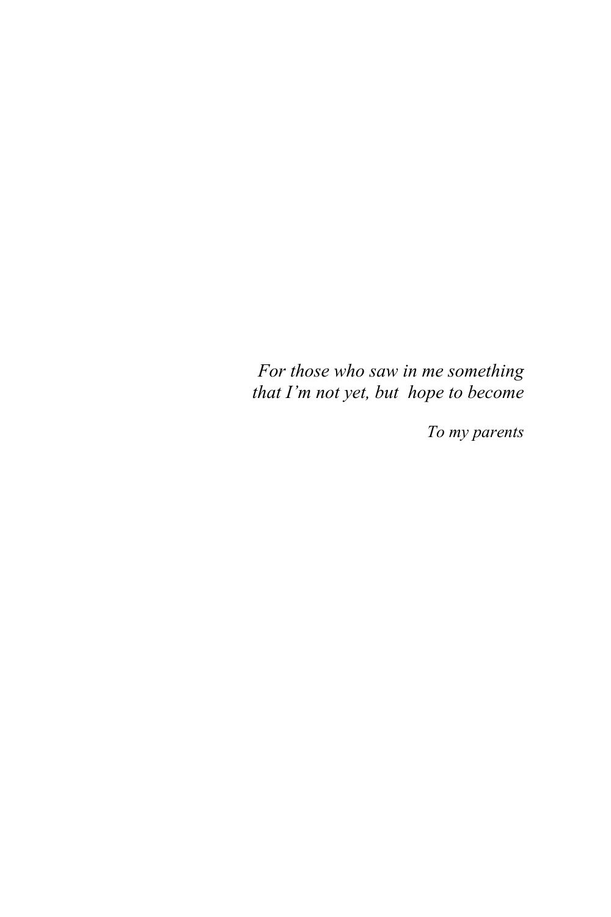*For those who saw in me something*
*that I'm not yet, but hope to become*

*To my parents*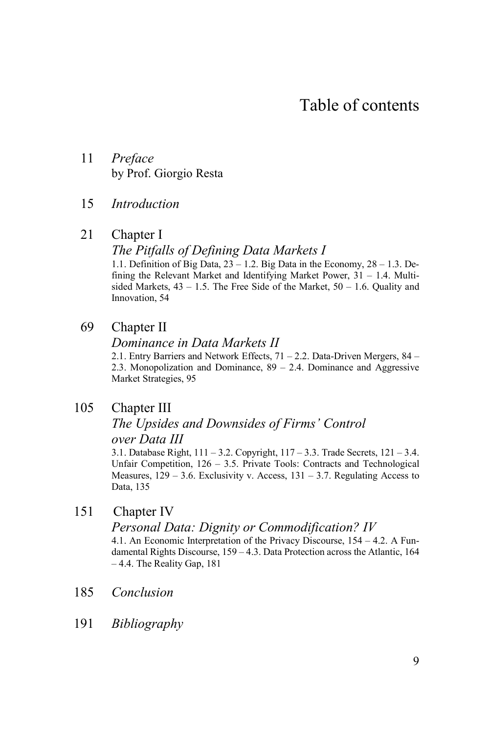# Table of contents

11 *Preface*
by Prof. Giorgio Resta

15 *Introduction*

21 Chapter I
*The Pitfalls of Defining Data Markets I*
1.1. Definition of Big Data, 23 – 1.2. Big Data in the Economy, 28 – 1.3. Defining the Relevant Market and Identifying Market Power, 31 – 1.4. Multi-sided Markets, 43 – 1.5. The Free Side of the Market, 50 – 1.6. Quality and Innovation, 54

69 Chapter II
*Dominance in Data Markets II*
2.1. Entry Barriers and Network Effects, 71 – 2.2. Data-Driven Mergers, 84 – 2.3. Monopolization and Dominance, 89 – 2.4. Dominance and Aggressive Market Strategies, 95

105 Chapter III
*The Upsides and Downsides of Firms' Control over Data III*
3.1. Database Right, 111 – 3.2. Copyright, 117 – 3.3. Trade Secrets, 121 – 3.4. Unfair Competition, 126 – 3.5. Private Tools: Contracts and Technological Measures, 129 – 3.6. Exclusivity v. Access, 131 – 3.7. Regulating Access to Data, 135

151 Chapter IV
*Personal Data: Dignity or Commodification? IV*
4.1. An Economic Interpretation of the Privacy Discourse, 154 – 4.2. A Fundamental Rights Discourse, 159 – 4.3. Data Protection across the Atlantic, 164 – 4.4. The Reality Gap, 181

185 *Conclusion*

191 *Bibliography*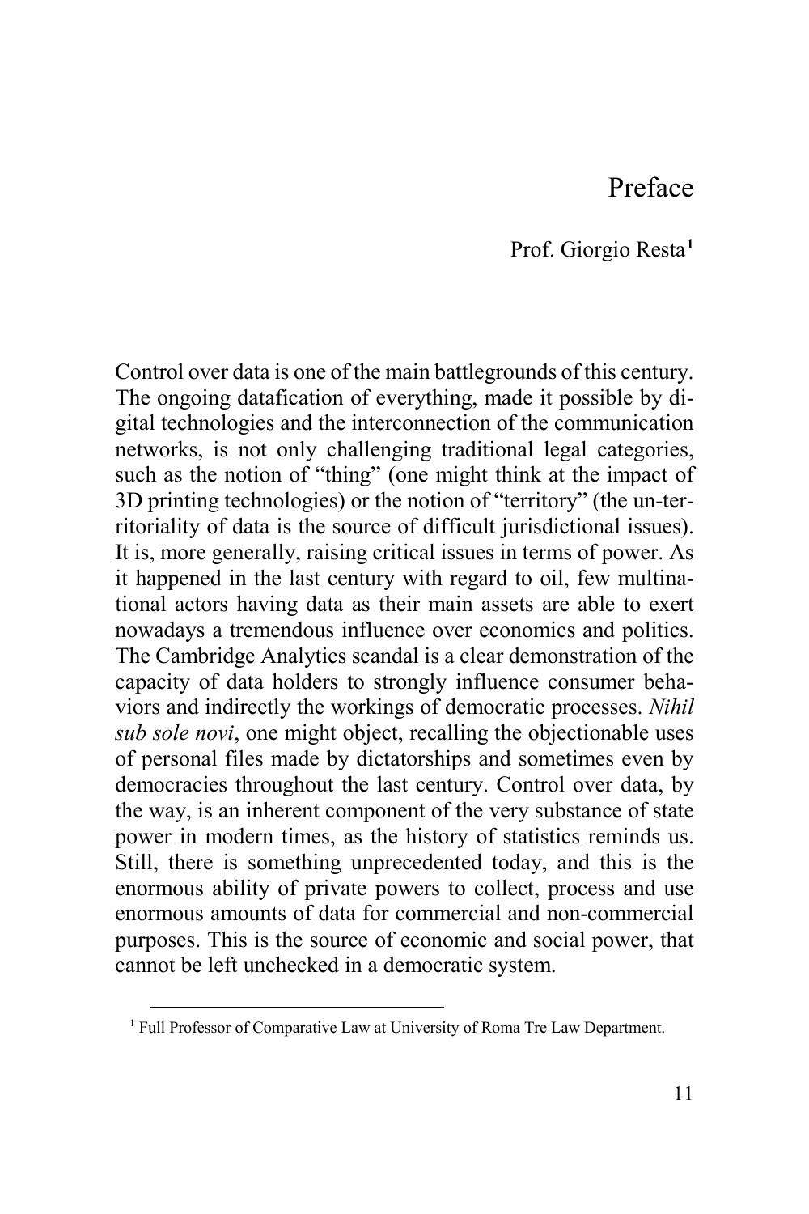# Preface

Prof. Giorgio Resta[1]

Control over data is one of the main battlegrounds of this century. The ongoing datafication of everything, made it possible by digital technologies and the interconnection of the communication networks, is not only challenging traditional legal categories, such as the notion of "thing" (one might think at the impact of 3D printing technologies) or the notion of "territory" (the un-territoriality of data is the source of difficult jurisdictional issues). It is, more generally, raising critical issues in terms of power. As it happened in the last century with regard to oil, few multinational actors having data as their main assets are able to exert nowadays a tremendous influence over economics and politics. The Cambridge Analytics scandal is a clear demonstration of the capacity of data holders to strongly influence consumer behaviors and indirectly the workings of democratic processes. *Nihil sub sole novi*, one might object, recalling the objectionable uses of personal files made by dictatorships and sometimes even by democracies throughout the last century. Control over data, by the way, is an inherent component of the very substance of state power in modern times, as the history of statistics reminds us. Still, there is something unprecedented today, and this is the enormous ability of private powers to collect, process and use enormous amounts of data for commercial and non-commercial purposes. This is the source of economic and social power, that cannot be left unchecked in a democratic system.

[1] Full Professor of Comparative Law at University of Roma Tre Law Department.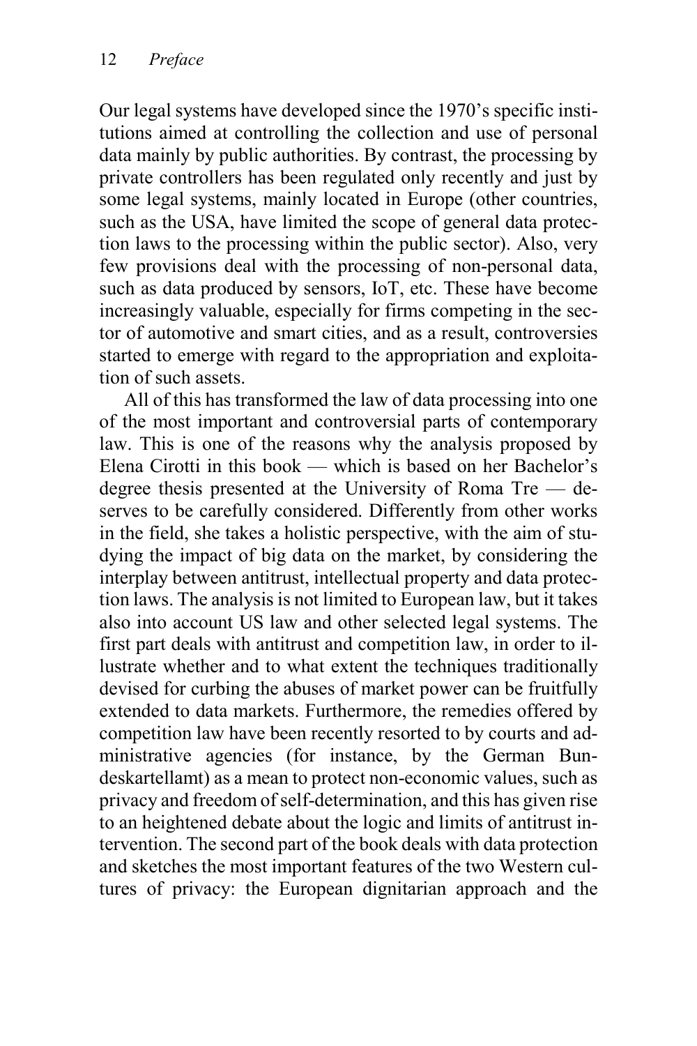Our legal systems have developed since the 1970's specific institutions aimed at controlling the collection and use of personal data mainly by public authorities. By contrast, the processing by private controllers has been regulated only recently and just by some legal systems, mainly located in Europe (other countries, such as the USA, have limited the scope of general data protection laws to the processing within the public sector). Also, very few provisions deal with the processing of non-personal data, such as data produced by sensors, IoT, etc. These have become increasingly valuable, especially for firms competing in the sector of automotive and smart cities, and as a result, controversies started to emerge with regard to the appropriation and exploitation of such assets.

All of this has transformed the law of data processing into one of the most important and controversial parts of contemporary law. This is one of the reasons why the analysis proposed by Elena Cirotti in this book — which is based on her Bachelor's degree thesis presented at the University of Roma Tre — deserves to be carefully considered. Differently from other works in the field, she takes a holistic perspective, with the aim of studying the impact of big data on the market, by considering the interplay between antitrust, intellectual property and data protection laws. The analysis is not limited to European law, but it takes also into account US law and other selected legal systems. The first part deals with antitrust and competition law, in order to illustrate whether and to what extent the techniques traditionally devised for curbing the abuses of market power can be fruitfully extended to data markets. Furthermore, the remedies offered by competition law have been recently resorted to by courts and administrative agencies (for instance, by the German Bundeskartellamt) as a mean to protect non-economic values, such as privacy and freedom of self-determination, and this has given rise to an heightened debate about the logic and limits of antitrust intervention. The second part of the book deals with data protection and sketches the most important features of the two Western cultures of privacy: the European dignitarian approach and the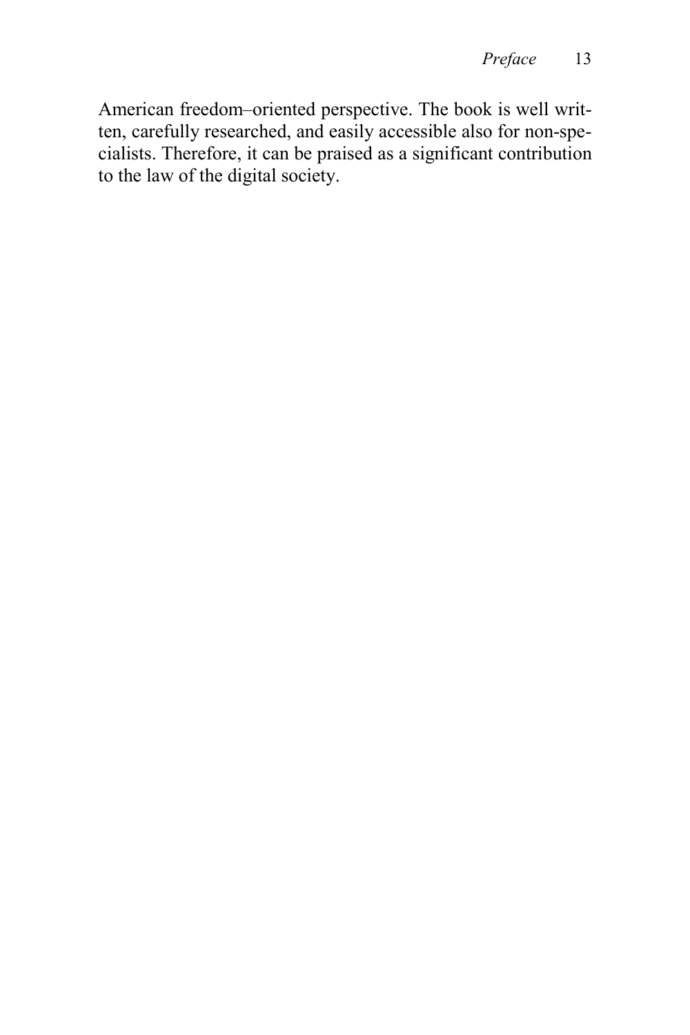American freedom–oriented perspective. The book is well written, carefully researched, and easily accessible also for non-specialists. Therefore, it can be praised as a significant contribution to the law of the digital society.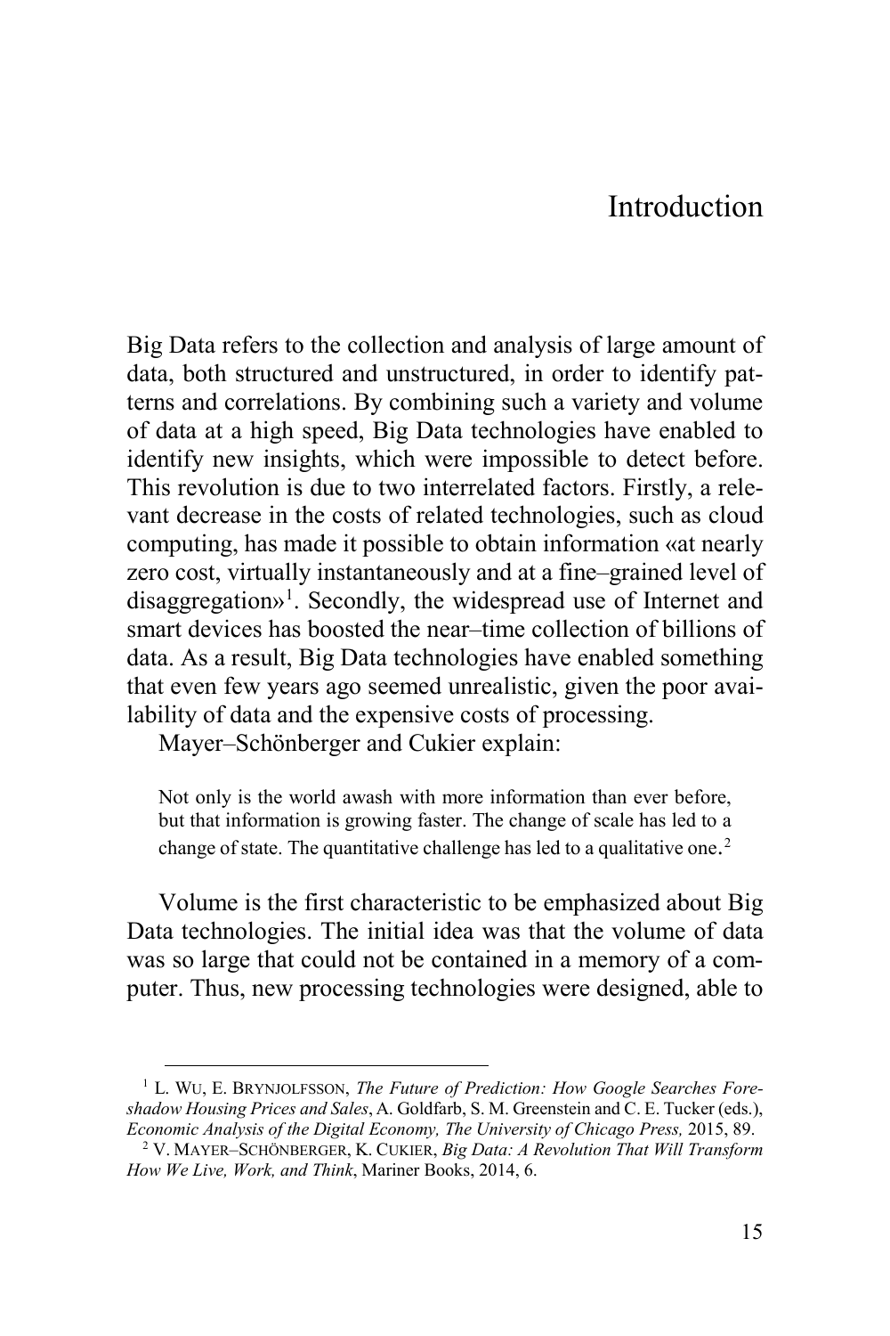# Introduction

Big Data refers to the collection and analysis of large amount of data, both structured and unstructured, in order to identify patterns and correlations. By combining such a variety and volume of data at a high speed, Big Data technologies have enabled to identify new insights, which were impossible to detect before. This revolution is due to two interrelated factors. Firstly, a relevant decrease in the costs of related technologies, such as cloud computing, has made it possible to obtain information «at nearly zero cost, virtually instantaneously and at a fine–grained level of disaggregation»[1]. Secondly, the widespread use of Internet and smart devices has boosted the near–time collection of billions of data. As a result, Big Data technologies have enabled something that even few years ago seemed unrealistic, given the poor availability of data and the expensive costs of processing.

Mayer–Schönberger and Cukier explain:

> Not only is the world awash with more information than ever before, but that information is growing faster. The change of scale has led to a change of state. The quantitative challenge has led to a qualitative one.[2]

Volume is the first characteristic to be emphasized about Big Data technologies. The initial idea was that the volume of data was so large that could not be contained in a memory of a computer. Thus, new processing technologies were designed, able to

---

[1] L. Wu, E. Brynjolfsson, *The Future of Prediction: How Google Searches Foreshadow Housing Prices and Sales*, A. Goldfarb, S. M. Greenstein and C. E. Tucker (eds.), *Economic Analysis of the Digital Economy, The University of Chicago Press,* 2015, 89.

[2] V. Mayer–Schönberger, K. Cukier, *Big Data: A Revolution That Will Transform How We Live, Work, and Think*, Mariner Books, 2014, 6.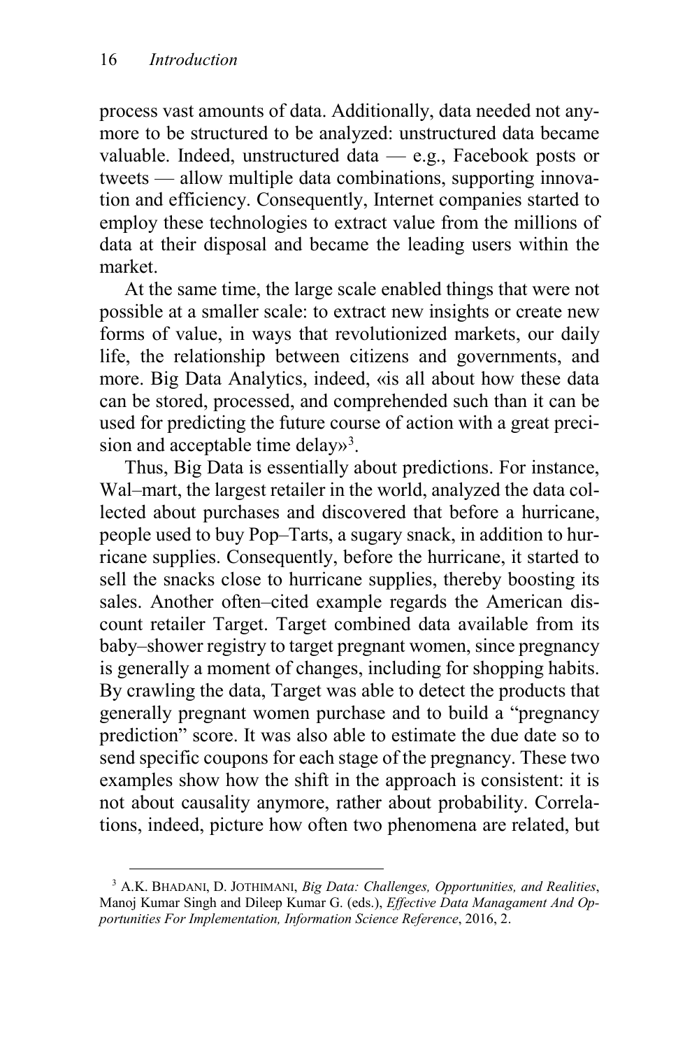process vast amounts of data. Additionally, data needed not anymore to be structured to be analyzed: unstructured data became valuable. Indeed, unstructured data — e.g., Facebook posts or tweets — allow multiple data combinations, supporting innovation and efficiency. Consequently, Internet companies started to employ these technologies to extract value from the millions of data at their disposal and became the leading users within the market.

At the same time, the large scale enabled things that were not possible at a smaller scale: to extract new insights or create new forms of value, in ways that revolutionized markets, our daily life, the relationship between citizens and governments, and more. Big Data Analytics, indeed, «is all about how these data can be stored, processed, and comprehended such than it can be used for predicting the future course of action with a great precision and acceptable time delay»[3].

Thus, Big Data is essentially about predictions. For instance, Wal–mart, the largest retailer in the world, analyzed the data collected about purchases and discovered that before a hurricane, people used to buy Pop–Tarts, a sugary snack, in addition to hurricane supplies. Consequently, before the hurricane, it started to sell the snacks close to hurricane supplies, thereby boosting its sales. Another often–cited example regards the American discount retailer Target. Target combined data available from its baby–shower registry to target pregnant women, since pregnancy is generally a moment of changes, including for shopping habits. By crawling the data, Target was able to detect the products that generally pregnant women purchase and to build a "pregnancy prediction" score. It was also able to estimate the due date so to send specific coupons for each stage of the pregnancy. These two examples show how the shift in the approach is consistent: it is not about causality anymore, rather about probability. Correlations, indeed, picture how often two phenomena are related, but

[3] A.K. Bhadani, D. Jothimani, *Big Data: Challenges, Opportunities, and Realities*, Manoj Kumar Singh and Dileep Kumar G. (eds.), *Effective Data Managament And Opportunities For Implementation, Information Science Reference*, 2016, 2.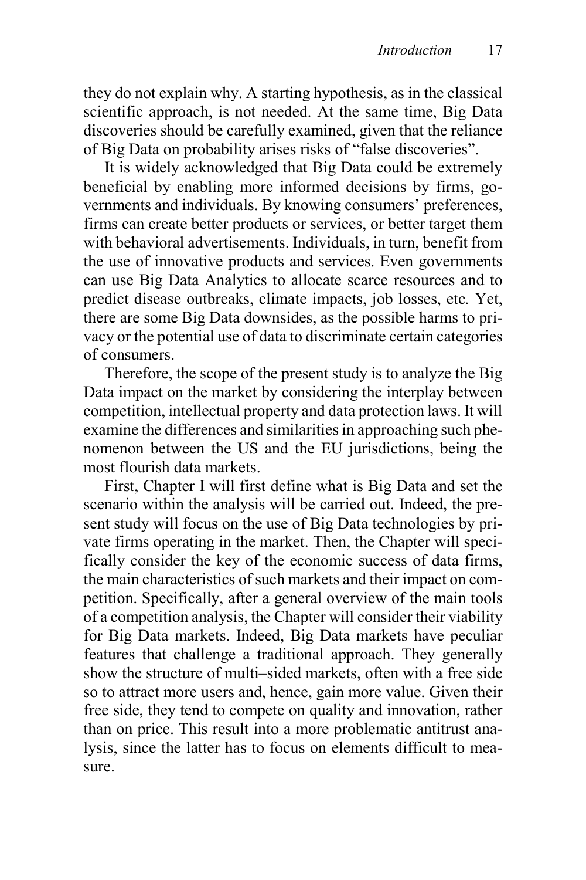they do not explain why. A starting hypothesis, as in the classical scientific approach, is not needed. At the same time, Big Data discoveries should be carefully examined, given that the reliance of Big Data on probability arises risks of "false discoveries".

It is widely acknowledged that Big Data could be extremely beneficial by enabling more informed decisions by firms, governments and individuals. By knowing consumers' preferences, firms can create better products or services, or better target them with behavioral advertisements. Individuals, in turn, benefit from the use of innovative products and services. Even governments can use Big Data Analytics to allocate scarce resources and to predict disease outbreaks, climate impacts, job losses, etc. Yet, there are some Big Data downsides, as the possible harms to privacy or the potential use of data to discriminate certain categories of consumers.

Therefore, the scope of the present study is to analyze the Big Data impact on the market by considering the interplay between competition, intellectual property and data protection laws. It will examine the differences and similarities in approaching such phenomenon between the US and the EU jurisdictions, being the most flourish data markets.

First, Chapter I will first define what is Big Data and set the scenario within the analysis will be carried out. Indeed, the present study will focus on the use of Big Data technologies by private firms operating in the market. Then, the Chapter will specifically consider the key of the economic success of data firms, the main characteristics of such markets and their impact on competition. Specifically, after a general overview of the main tools of a competition analysis, the Chapter will consider their viability for Big Data markets. Indeed, Big Data markets have peculiar features that challenge a traditional approach. They generally show the structure of multi–sided markets, often with a free side so to attract more users and, hence, gain more value. Given their free side, they tend to compete on quality and innovation, rather than on price. This result into a more problematic antitrust analysis, since the latter has to focus on elements difficult to measure.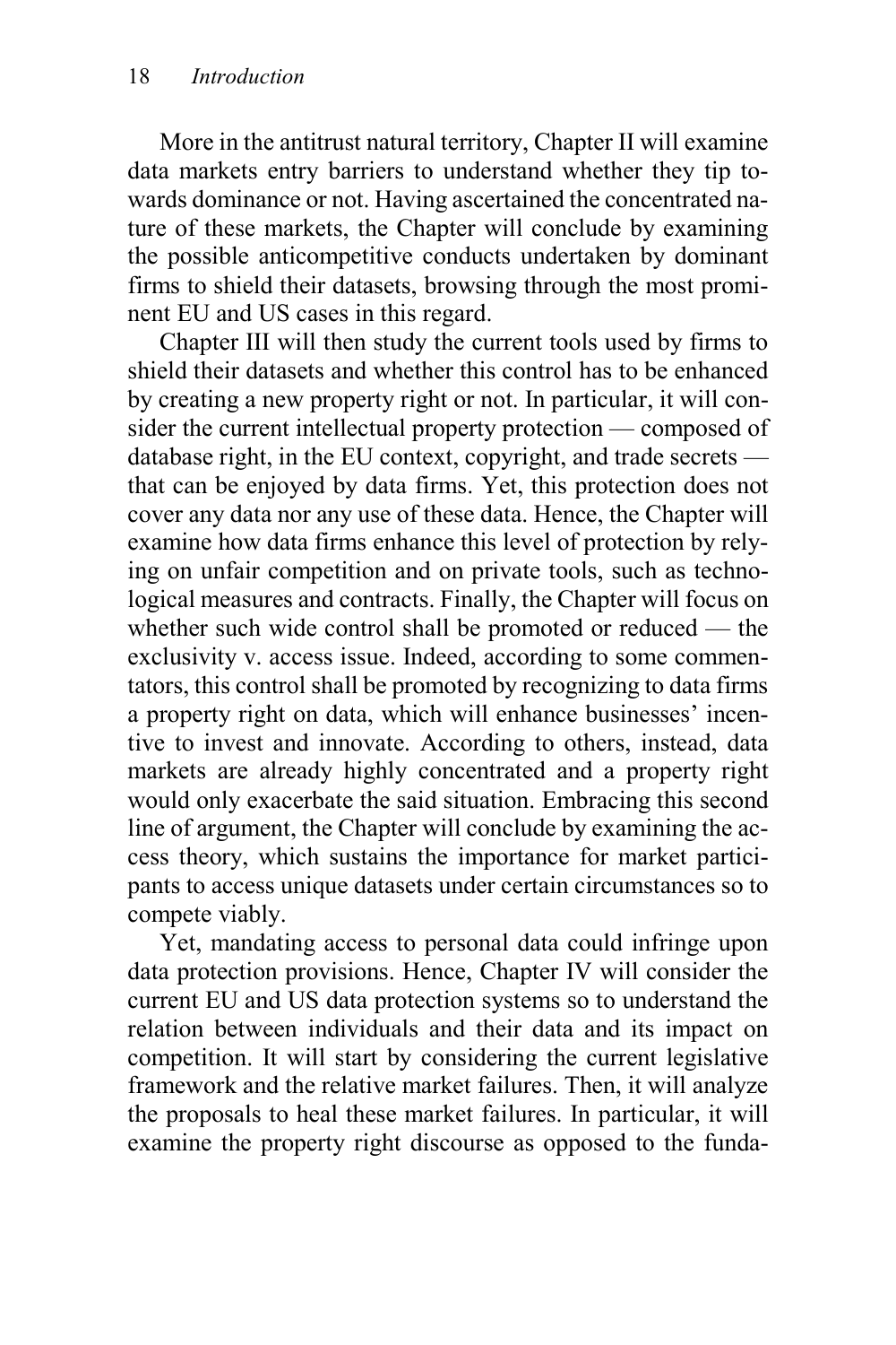More in the antitrust natural territory, Chapter II will examine data markets entry barriers to understand whether they tip towards dominance or not. Having ascertained the concentrated nature of these markets, the Chapter will conclude by examining the possible anticompetitive conducts undertaken by dominant firms to shield their datasets, browsing through the most prominent EU and US cases in this regard.

Chapter III will then study the current tools used by firms to shield their datasets and whether this control has to be enhanced by creating a new property right or not. In particular, it will consider the current intellectual property protection — composed of database right, in the EU context, copyright, and trade secrets — that can be enjoyed by data firms. Yet, this protection does not cover any data nor any use of these data. Hence, the Chapter will examine how data firms enhance this level of protection by relying on unfair competition and on private tools, such as technological measures and contracts. Finally, the Chapter will focus on whether such wide control shall be promoted or reduced — the exclusivity v. access issue. Indeed, according to some commentators, this control shall be promoted by recognizing to data firms a property right on data, which will enhance businesses' incentive to invest and innovate. According to others, instead, data markets are already highly concentrated and a property right would only exacerbate the said situation. Embracing this second line of argument, the Chapter will conclude by examining the access theory, which sustains the importance for market participants to access unique datasets under certain circumstances so to compete viably.

Yet, mandating access to personal data could infringe upon data protection provisions. Hence, Chapter IV will consider the current EU and US data protection systems so to understand the relation between individuals and their data and its impact on competition. It will start by considering the current legislative framework and the relative market failures. Then, it will analyze the proposals to heal these market failures. In particular, it will examine the property right discourse as opposed to the funda-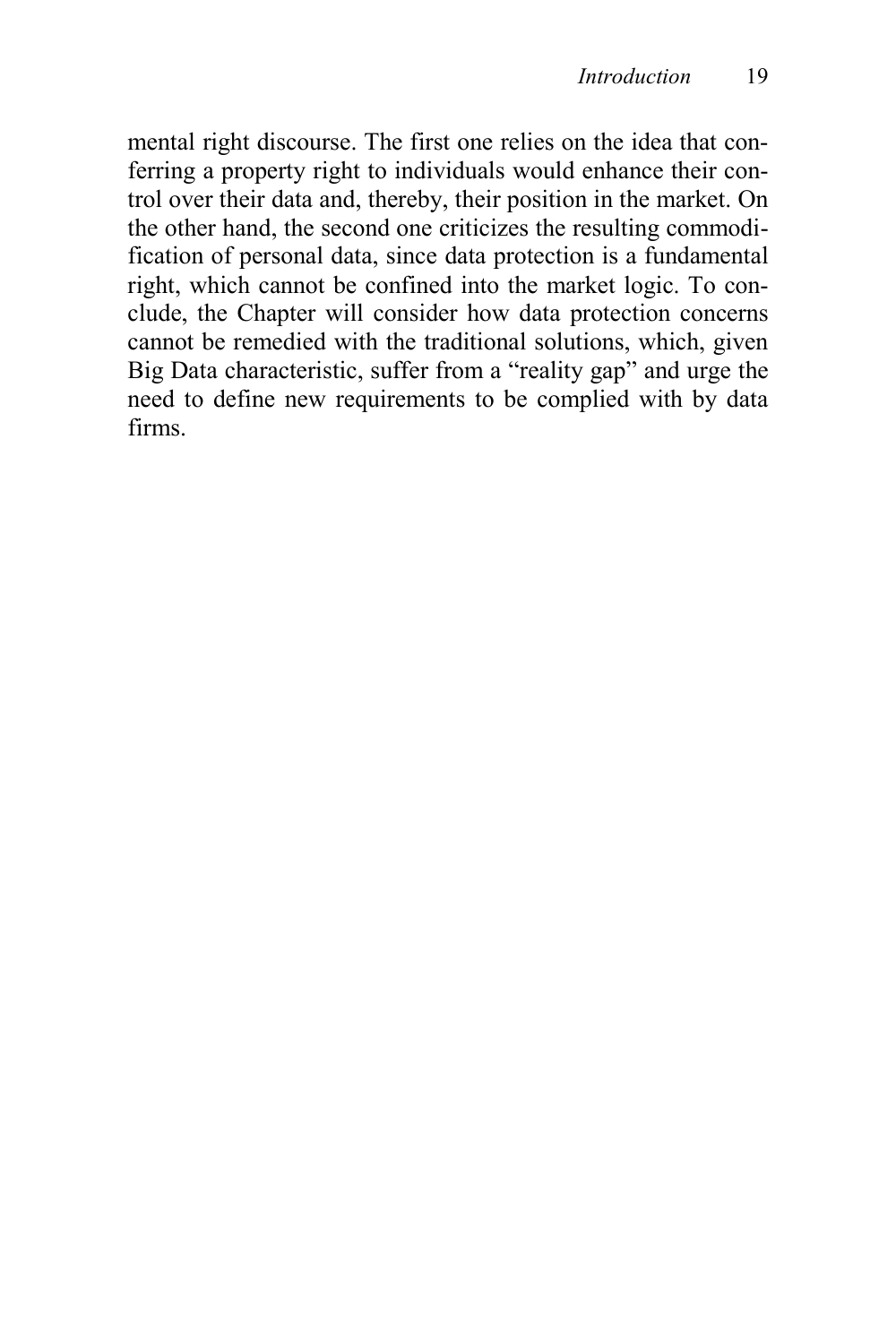mental right discourse. The first one relies on the idea that conferring a property right to individuals would enhance their control over their data and, thereby, their position in the market. On the other hand, the second one criticizes the resulting commodification of personal data, since data protection is a fundamental right, which cannot be confined into the market logic. To conclude, the Chapter will consider how data protection concerns cannot be remedied with the traditional solutions, which, given Big Data characteristic, suffer from a "reality gap" and urge the need to define new requirements to be complied with by data firms.